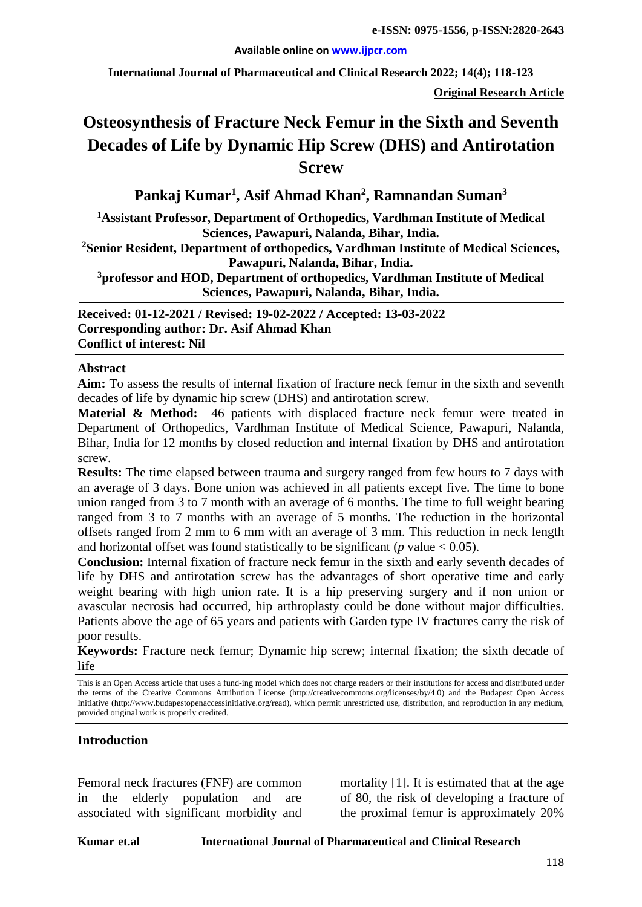**e-ISSN: 0975-1556, p-ISSN:2820-2643**

**Available online on www.ijpcr.com**

**International Journal of Pharmaceutical and Clinical Research 2022; 14(4); 118-123**

**Original Research Article**

# Osteosynthesis of Fracture Neck Femur in the Sixth and Seventh Decades of Life by Dynamic Hip Screw (DHS) and Antirotation Screw

**Pankaj Kumar[1], Asif Ahmad Khan[2], Ramnandan Suman[3]**

**[1]Assistant Professor, Department of Orthopedics, Vardhman Institute of Medical Sciences, Pawapuri, Nalanda, Bihar, India.**

**[2]Senior Resident, Department of orthopedics, Vardhman Institute of Medical Sciences, Pawapuri, Nalanda, Bihar, India.**

**[3]professor and HOD, Department of orthopedics, Vardhman Institute of Medical Sciences, Pawapuri, Nalanda, Bihar, India.**

**Received: 01-12-2021 / Revised: 19-02-2022 / Accepted: 13-03-2022**
**Corresponding author: Dr. Asif Ahmad Khan**
**Conflict of interest: Nil**

## Abstract

**Aim:** To assess the results of internal fixation of fracture neck femur in the sixth and seventh decades of life by dynamic hip screw (DHS) and antirotation screw.

**Material & Method:** 46 patients with displaced fracture neck femur were treated in Department of Orthopedics, Vardhman Institute of Medical Science, Pawapuri, Nalanda, Bihar, India for 12 months by closed reduction and internal fixation by DHS and antirotation screw.

**Results:** The time elapsed between trauma and surgery ranged from few hours to 7 days with an average of 3 days. Bone union was achieved in all patients except five. The time to bone union ranged from 3 to 7 month with an average of 6 months. The time to full weight bearing ranged from 3 to 7 months with an average of 5 months. The reduction in the horizontal offsets ranged from 2 mm to 6 mm with an average of 3 mm. This reduction in neck length and horizontal offset was found statistically to be significant ($p$ value $< 0.05$).

**Conclusion:** Internal fixation of fracture neck femur in the sixth and early seventh decades of life by DHS and antirotation screw has the advantages of short operative time and early weight bearing with high union rate. It is a hip preserving surgery and if non union or avascular necrosis had occurred, hip arthroplasty could be done without major difficulties. Patients above the age of 65 years and patients with Garden type IV fractures carry the risk of poor results.

**Keywords:** Fracture neck femur; Dynamic hip screw; internal fixation; the sixth decade of life

This is an Open Access article that uses a fund-ing model which does not charge readers or their institutions for access and distributed under the terms of the Creative Commons Attribution License (http://creativecommons.org/licenses/by/4.0) and the Budapest Open Access Initiative (http://www.budapestopenaccessinitiative.org/read), which permit unrestricted use, distribution, and reproduction in any medium, provided original work is properly credited.

## Introduction

Femoral neck fractures (FNF) are common in the elderly population and are associated with significant morbidity and mortality [1]. It is estimated that at the age of 80, the risk of developing a fracture of the proximal femur is approximately 20%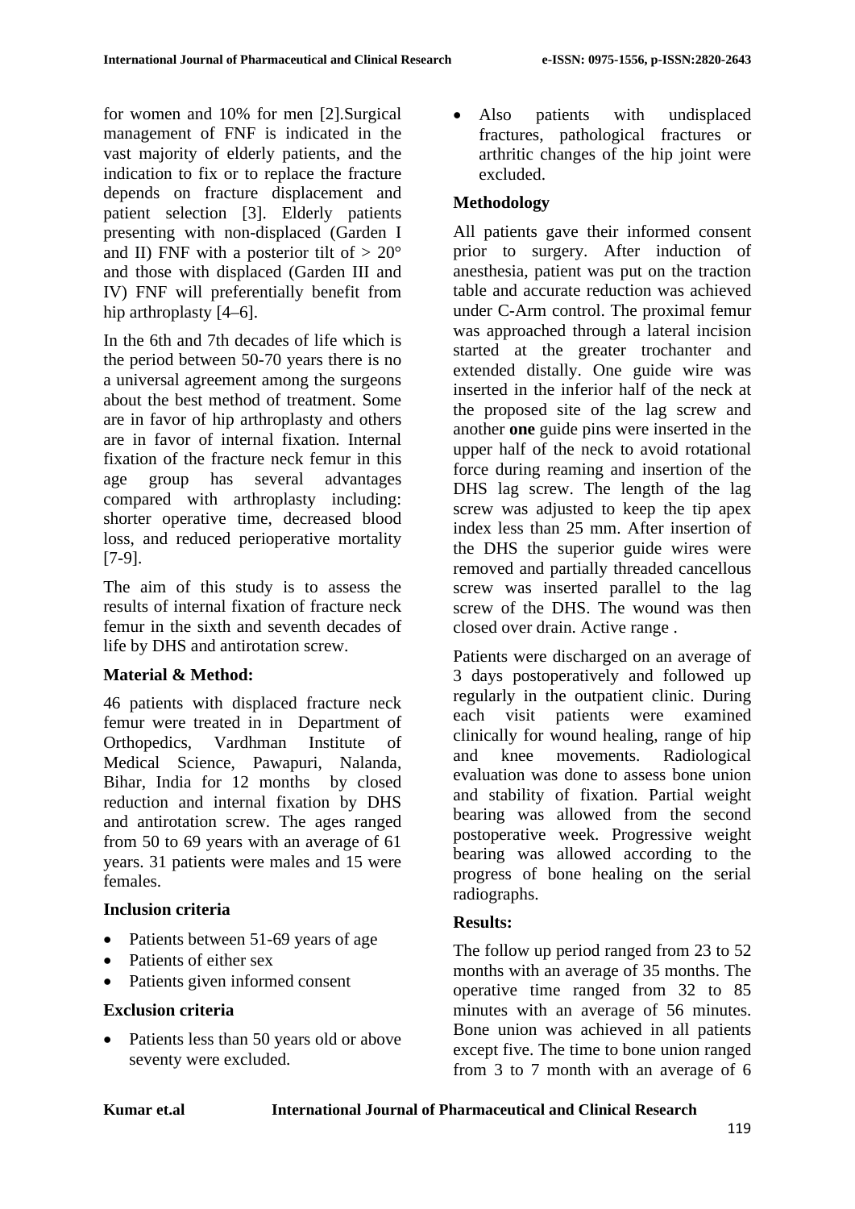for women and 10% for men [2].Surgical management of FNF is indicated in the vast majority of elderly patients, and the indication to fix or to replace the fracture depends on fracture displacement and patient selection [3]. Elderly patients presenting with non-displaced (Garden I and II) FNF with a posterior tilt of > 20° and those with displaced (Garden III and IV) FNF will preferentially benefit from hip arthroplasty [4–6].

In the 6th and 7th decades of life which is the period between 50-70 years there is no a universal agreement among the surgeons about the best method of treatment. Some are in favor of hip arthroplasty and others are in favor of internal fixation. Internal fixation of the fracture neck femur in this age group has several advantages compared with arthroplasty including: shorter operative time, decreased blood loss, and reduced perioperative mortality [7-9].

The aim of this study is to assess the results of internal fixation of fracture neck femur in the sixth and seventh decades of life by DHS and antirotation screw.

**Material & Method:**

46 patients with displaced fracture neck femur were treated in in Department of Orthopedics, Vardhman Institute of Medical Science, Pawapuri, Nalanda, Bihar, India for 12 months by closed reduction and internal fixation by DHS and antirotation screw. The ages ranged from 50 to 69 years with an average of 61 years. 31 patients were males and 15 were females.

**Inclusion criteria**

- Patients between 51-69 years of age
- Patients of either sex
- Patients given informed consent

**Exclusion criteria**

- Patients less than 50 years old or above seventy were excluded.
- Also patients with undisplaced fractures, pathological fractures or arthritic changes of the hip joint were excluded.

**Methodology**

All patients gave their informed consent prior to surgery. After induction of anesthesia, patient was put on the traction table and accurate reduction was achieved under C-Arm control. The proximal femur was approached through a lateral incision started at the greater trochanter and extended distally. One guide wire was inserted in the inferior half of the neck at the proposed site of the lag screw and another **one** guide pins were inserted in the upper half of the neck to avoid rotational force during reaming and insertion of the DHS lag screw. The length of the lag screw was adjusted to keep the tip apex index less than 25 mm. After insertion of the DHS the superior guide wires were removed and partially threaded cancellous screw was inserted parallel to the lag screw of the DHS. The wound was then closed over drain. Active range .

Patients were discharged on an average of 3 days postoperatively and followed up regularly in the outpatient clinic. During each visit patients were examined clinically for wound healing, range of hip and knee movements. Radiological evaluation was done to assess bone union and stability of fixation. Partial weight bearing was allowed from the second postoperative week. Progressive weight bearing was allowed according to the progress of bone healing on the serial radiographs.

**Results:**

The follow up period ranged from 23 to 52 months with an average of 35 months. The operative time ranged from 32 to 85 minutes with an average of 56 minutes. Bone union was achieved in all patients except five. The time to bone union ranged from 3 to 7 month with an average of 6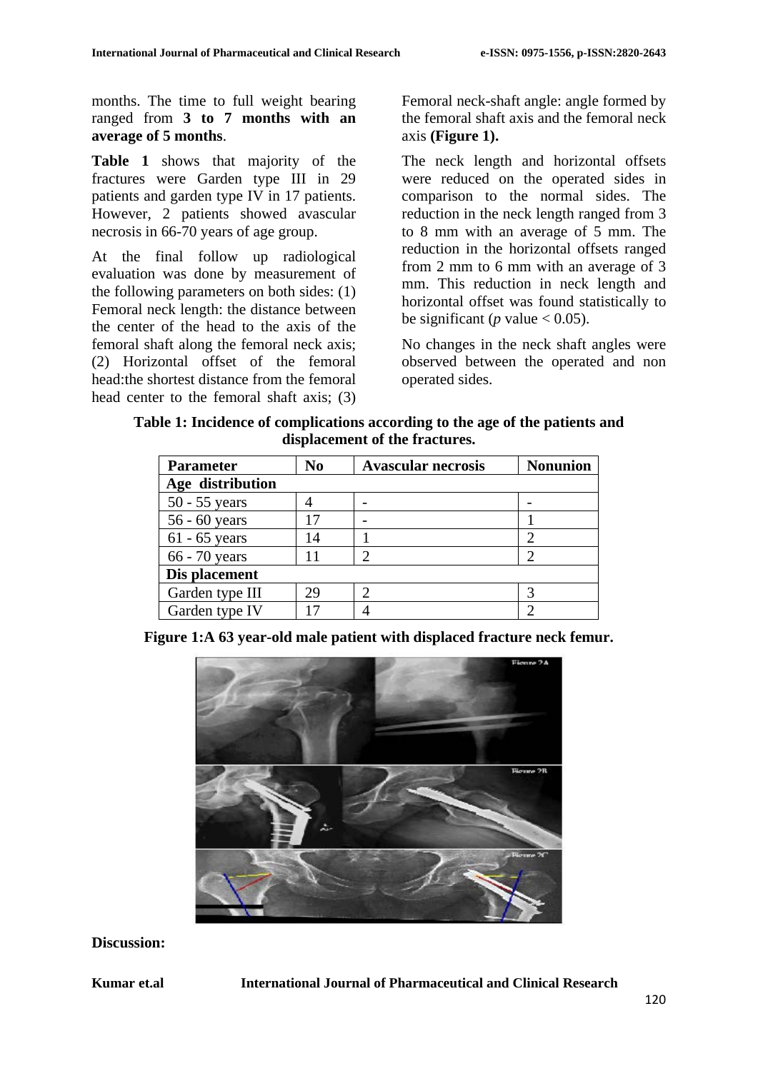months. The time to full weight bearing ranged from **3 to 7 months with an average of 5 months**.

**Table 1** shows that majority of the fractures were Garden type III in 29 patients and garden type IV in 17 patients. However, 2 patients showed avascular necrosis in 66-70 years of age group.

At the final follow up radiological evaluation was done by measurement of the following parameters on both sides: (1) Femoral neck length: the distance between the center of the head to the axis of the femoral shaft along the femoral neck axis; (2) Horizontal offset of the femoral head:the shortest distance from the femoral head center to the femoral shaft axis; (3) Femoral neck-shaft angle: angle formed by the femoral shaft axis and the femoral neck axis **(Figure 1).**

The neck length and horizontal offsets were reduced on the operated sides in comparison to the normal sides. The reduction in the neck length ranged from 3 to 8 mm with an average of 5 mm. The reduction in the horizontal offsets ranged from 2 mm to 6 mm with an average of 3 mm. This reduction in neck length and horizontal offset was found statistically to be significant ($p$ value $< 0.05$).

No changes in the neck shaft angles were observed between the operated and non operated sides.

**Table 1: Incidence of complications according to the age of the patients and displacement of the fractures.**

| Parameter | No | Avascular necrosis | Nonunion |
|---|---|---|---|
| **Age distribution** | | | |
| 50 - 55 years | 4 | - | - |
| 56 - 60 years | 17 | - | 1 |
| 61 - 65 years | 14 | 1 | 2 |
| 66 - 70 years | 11 | 2 | 2 |
| **Dis placement** | | | |
| Garden type III | 29 | 2 | 3 |
| Garden type IV | 17 | 4 | 2 |

**Figure 1:A 63 year-old male patient with displaced fracture neck femur.**

**Discussion:**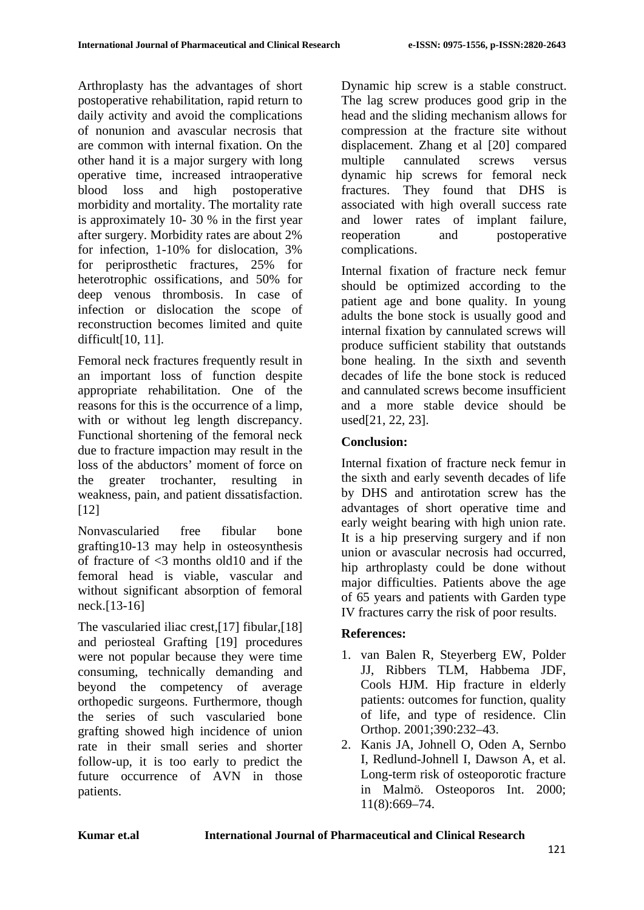Arthroplasty has the advantages of short postoperative rehabilitation, rapid return to daily activity and avoid the complications of nonunion and avascular necrosis that are common with internal fixation. On the other hand it is a major surgery with long operative time, increased intraoperative blood loss and high postoperative morbidity and mortality. The mortality rate is approximately 10- 30 % in the first year after surgery. Morbidity rates are about 2% for infection, 1-10% for dislocation, 3% for periprosthetic fractures, 25% for heterotrophic ossifications, and 50% for deep venous thrombosis. In case of infection or dislocation the scope of reconstruction becomes limited and quite difficult[10, 11].

Femoral neck fractures frequently result in an important loss of function despite appropriate rehabilitation. One of the reasons for this is the occurrence of a limp, with or without leg length discrepancy. Functional shortening of the femoral neck due to fracture impaction may result in the loss of the abductors' moment of force on the greater trochanter, resulting in weakness, pain, and patient dissatisfaction. [12]

Nonvascularied free fibular bone grafting10-13 may help in osteosynthesis of fracture of <3 months old10 and if the femoral head is viable, vascular and without significant absorption of femoral neck.[13-16]

The vascularied iliac crest,[17] fibular,[18] and periosteal Grafting [19] procedures were not popular because they were time consuming, technically demanding and beyond the competency of average orthopedic surgeons. Furthermore, though the series of such vascularied bone grafting showed high incidence of union rate in their small series and shorter follow-up, it is too early to predict the future occurrence of AVN in those patients.

Dynamic hip screw is a stable construct. The lag screw produces good grip in the head and the sliding mechanism allows for compression at the fracture site without displacement. Zhang et al [20] compared multiple cannulated screws versus dynamic hip screws for femoral neck fractures. They found that DHS is associated with high overall success rate and lower rates of implant failure, reoperation and postoperative complications.

Internal fixation of fracture neck femur should be optimized according to the patient age and bone quality. In young adults the bone stock is usually good and internal fixation by cannulated screws will produce sufficient stability that outstands bone healing. In the sixth and seventh decades of life the bone stock is reduced and cannulated screws become insufficient and a more stable device should be used[21, 22, 23].

## Conclusion:

Internal fixation of fracture neck femur in the sixth and early seventh decades of life by DHS and antirotation screw has the advantages of short operative time and early weight bearing with high union rate. It is a hip preserving surgery and if non union or avascular necrosis had occurred, hip arthroplasty could be done without major difficulties. Patients above the age of 65 years and patients with Garden type IV fractures carry the risk of poor results.

## References:

1. van Balen R, Steyerberg EW, Polder JJ, Ribbers TLM, Habbema JDF, Cools HJM. Hip fracture in elderly patients: outcomes for function, quality of life, and type of residence. Clin Orthop. 2001;390:232–43.
2. Kanis JA, Johnell O, Oden A, Sernbo I, Redlund-Johnell I, Dawson A, et al. Long-term risk of osteoporotic fracture in Malmö. Osteoporos Int. 2000; 11(8):669–74.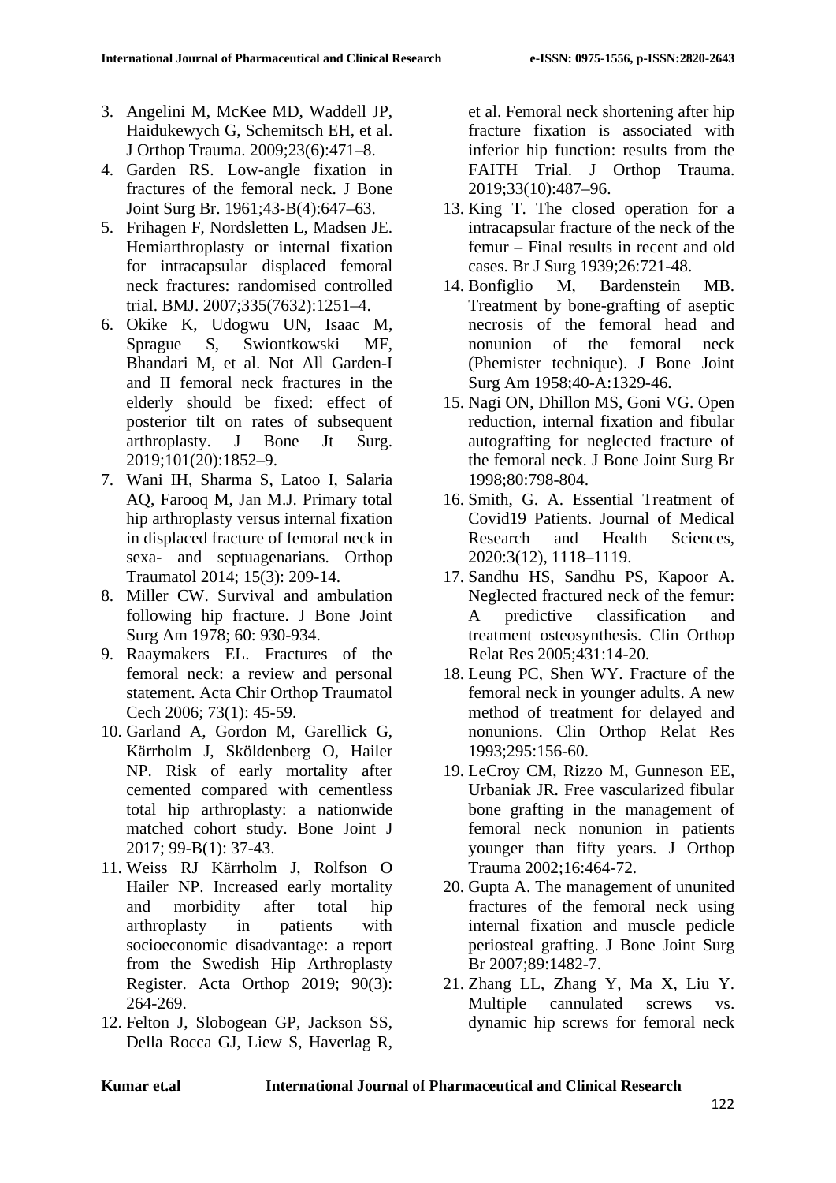3. Angelini M, McKee MD, Waddell JP, Haidukewych G, Schemitsch EH, et al. J Orthop Trauma. 2009;23(6):471–8.
4. Garden RS. Low-angle fixation in fractures of the femoral neck. J Bone Joint Surg Br. 1961;43-B(4):647–63.
5. Frihagen F, Nordsletten L, Madsen JE. Hemiarthroplasty or internal fixation for intracapsular displaced femoral neck fractures: randomised controlled trial. BMJ. 2007;335(7632):1251–4.
6. Okike K, Udogwu UN, Isaac M, Sprague S, Swiontkowski MF, Bhandari M, et al. Not All Garden-I and II femoral neck fractures in the elderly should be fixed: effect of posterior tilt on rates of subsequent arthroplasty. J Bone Jt Surg. 2019;101(20):1852–9.
7. Wani IH, Sharma S, Latoo I, Salaria AQ, Farooq M, Jan M.J. Primary total hip arthroplasty versus internal fixation in displaced fracture of femoral neck in sexa- and septuagenarians. Orthop Traumatol 2014; 15(3): 209-14.
8. Miller CW. Survival and ambulation following hip fracture. J Bone Joint Surg Am 1978; 60: 930-934.
9. Raaymakers EL. Fractures of the femoral neck: a review and personal statement. Acta Chir Orthop Traumatol Cech 2006; 73(1): 45-59.
10. Garland A, Gordon M, Garellick G, Kärrholm J, Sköldenberg O, Hailer NP. Risk of early mortality after cemented compared with cementless total hip arthroplasty: a nationwide matched cohort study. Bone Joint J 2017; 99-B(1): 37-43.
11. Weiss RJ Kärrholm J, Rolfson O Hailer NP. Increased early mortality and morbidity after total hip arthroplasty in patients with socioeconomic disadvantage: a report from the Swedish Hip Arthroplasty Register. Acta Orthop 2019; 90(3): 264-269.
12. Felton J, Slobogean GP, Jackson SS, Della Rocca GJ, Liew S, Haverlag R, et al. Femoral neck shortening after hip fracture fixation is associated with inferior hip function: results from the FAITH Trial. J Orthop Trauma. 2019;33(10):487–96.
13. King T. The closed operation for a intracapsular fracture of the neck of the femur – Final results in recent and old cases. Br J Surg 1939;26:721-48.
14. Bonfiglio M, Bardenstein MB. Treatment by bone-grafting of aseptic necrosis of the femoral head and nonunion of the femoral neck (Phemister technique). J Bone Joint Surg Am 1958;40-A:1329-46.
15. Nagi ON, Dhillon MS, Goni VG. Open reduction, internal fixation and fibular autografting for neglected fracture of the femoral neck. J Bone Joint Surg Br 1998;80:798-804.
16. Smith, G. A. Essential Treatment of Covid19 Patients. Journal of Medical Research and Health Sciences, 2020:3(12), 1118–1119.
17. Sandhu HS, Sandhu PS, Kapoor A. Neglected fractured neck of the femur: A predictive classification and treatment osteosynthesis. Clin Orthop Relat Res 2005;431:14-20.
18. Leung PC, Shen WY. Fracture of the femoral neck in younger adults. A new method of treatment for delayed and nonunions. Clin Orthop Relat Res 1993;295:156-60.
19. LeCroy CM, Rizzo M, Gunneson EE, Urbaniak JR. Free vascularized fibular bone grafting in the management of femoral neck nonunion in patients younger than fifty years. J Orthop Trauma 2002;16:464-72.
20. Gupta A. The management of ununited fractures of the femoral neck using internal fixation and muscle pedicle periosteal grafting. J Bone Joint Surg Br 2007;89:1482-7.
21. Zhang LL, Zhang Y, Ma X, Liu Y. Multiple cannulated screws vs. dynamic hip screws for femoral neck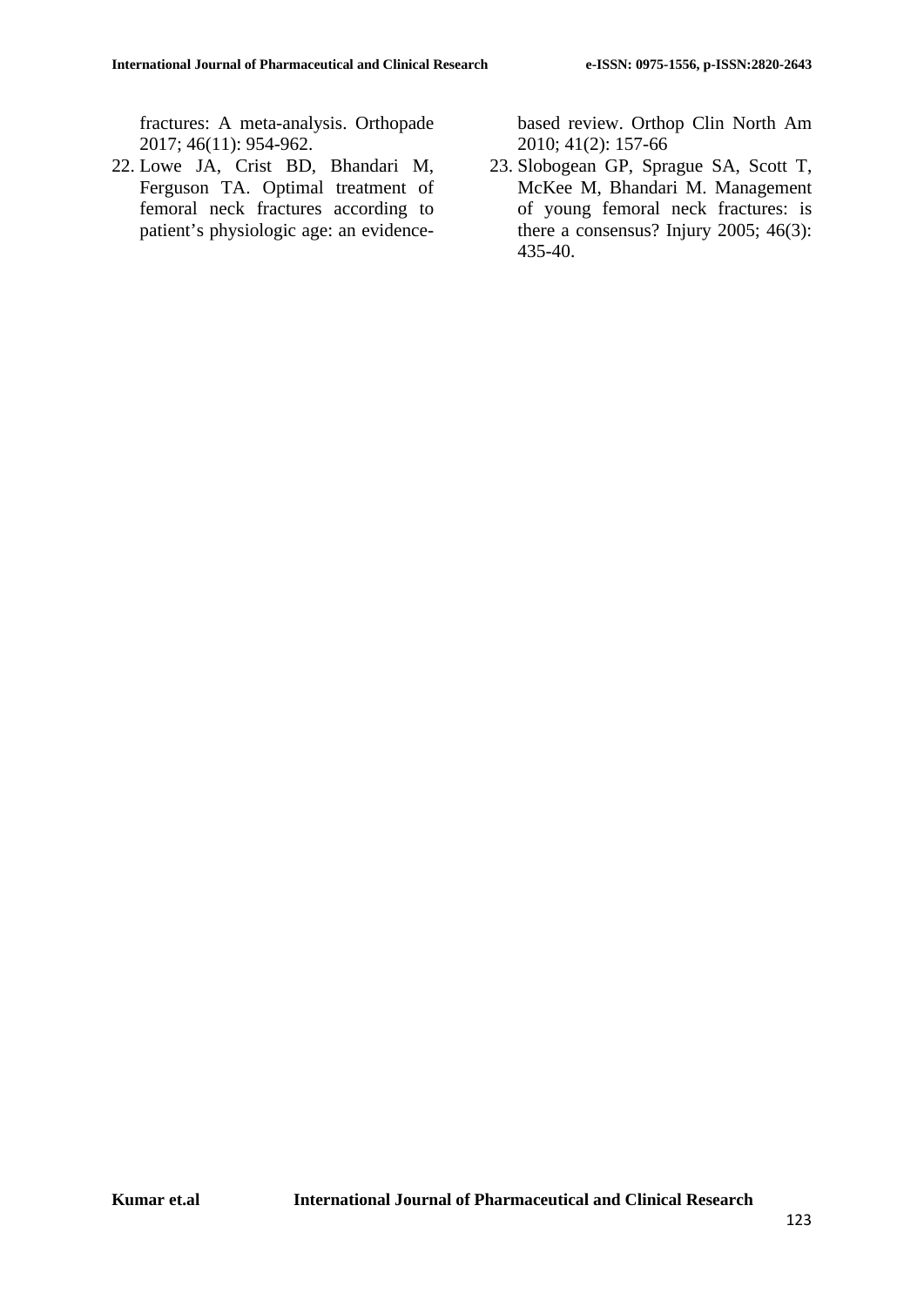fractures: A meta-analysis. Orthopade 2017; 46(11): 954-962.

22. Lowe JA, Crist BD, Bhandari M, Ferguson TA. Optimal treatment of femoral neck fractures according to patient's physiologic age: an evidence-based review. Orthop Clin North Am 2010; 41(2): 157-66
23. Slobogean GP, Sprague SA, Scott T, McKee M, Bhandari M. Management of young femoral neck fractures: is there a consensus? Injury 2005; 46(3): 435-40.